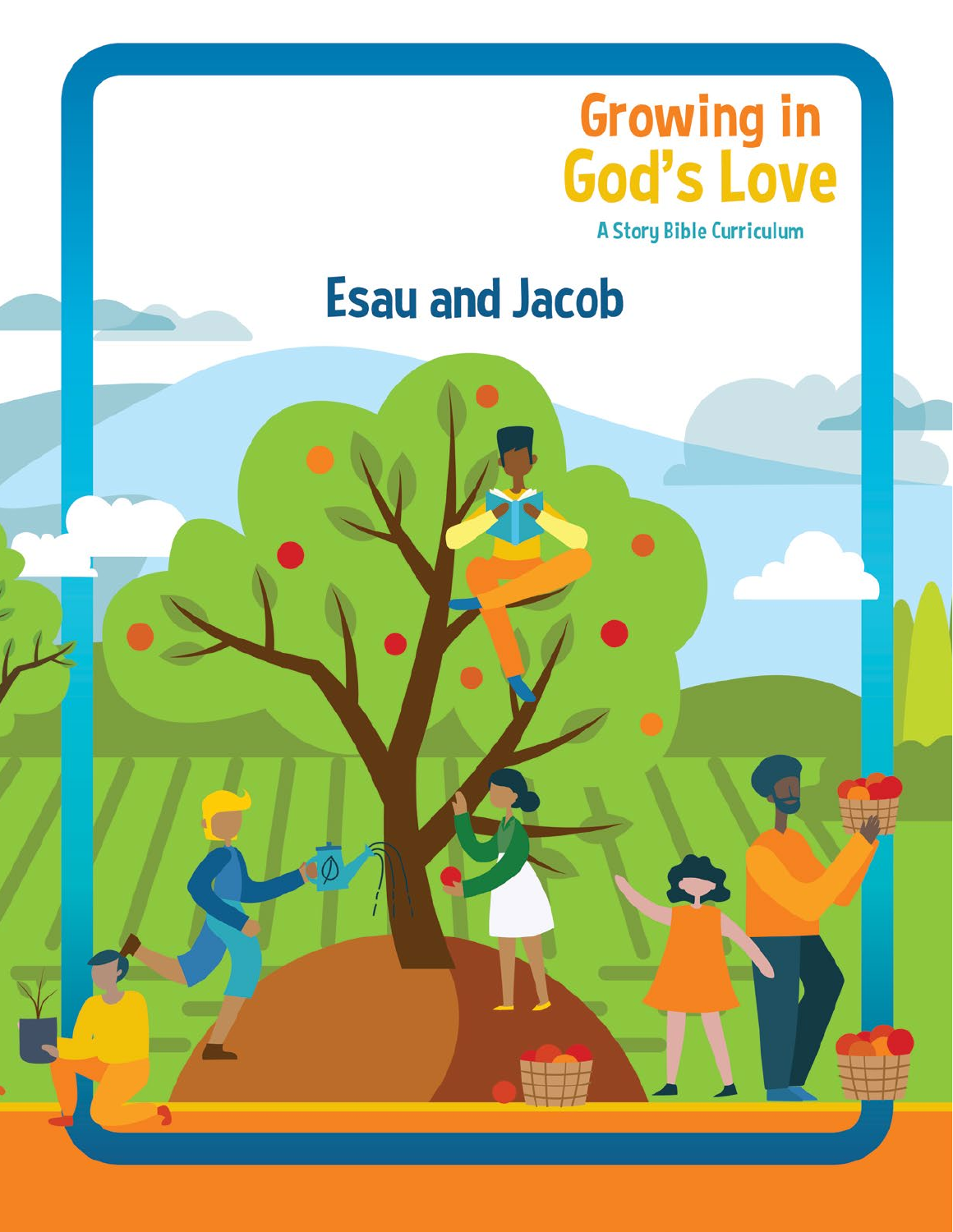# Growing in God's Love

A Story Bible Curriculum

## Esau and Jacob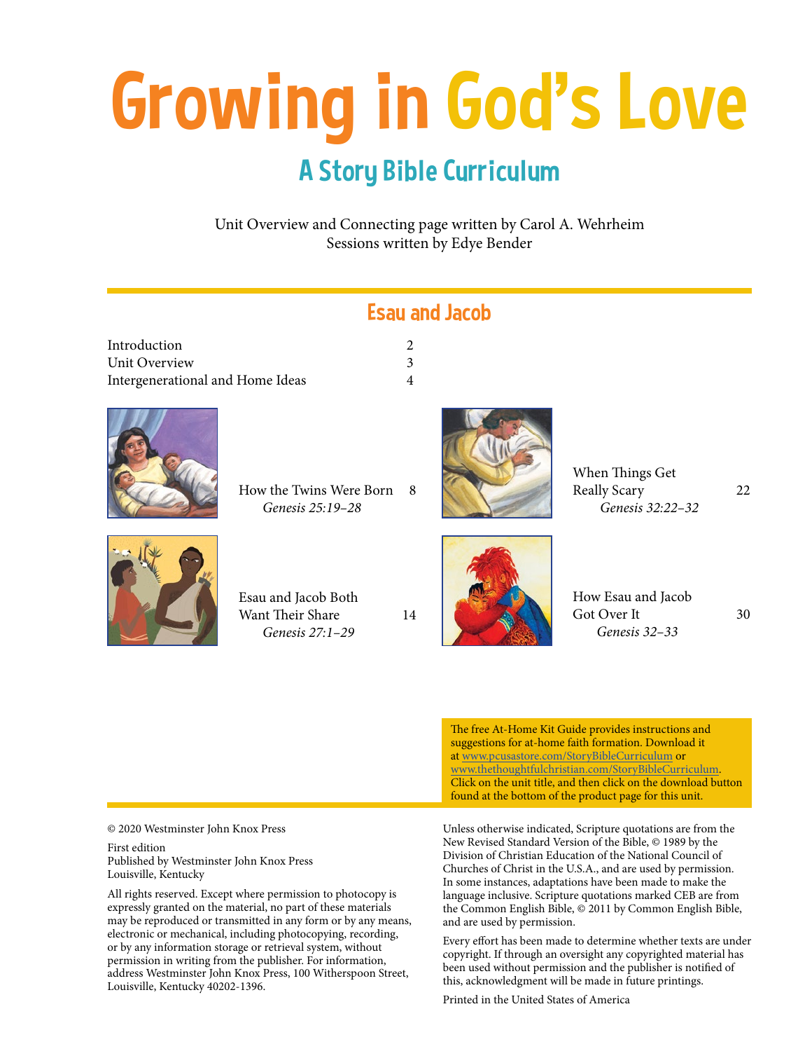# Growing in God's Love

## A Story Bible Curriculum

Unit Overview and Connecting page written by Carol A. Wehrheim
Sessions written by Edye Bender

## Esau and Jacob

| | |
|---|---|
| Introduction | 2 |
| Unit Overview | 3 |
| Intergenerational and Home Ideas | 4 |
| How the Twins Were Born *Genesis 25:19–28* | 8 |
| Esau and Jacob Both Want Their Share *Genesis 27:1–29* | 14 |
| When Things Get Really Scary *Genesis 32:22–32* | 22 |
| How Esau and Jacob Got Over It *Genesis 32–33* | 30 |

The free At-Home Kit Guide provides instructions and suggestions for at-home faith formation. Download it at www.pcusastore.com/StoryBibleCurriculum or www.thethoughtfulchristian.com/StoryBibleCurriculum. Click on the unit title, and then click on the download button found at the bottom of the product page for this unit.

© 2020 Westminster John Knox Press

First edition
Published by Westminster John Knox Press
Louisville, Kentucky

All rights reserved. Except where permission to photocopy is expressly granted on the material, no part of these materials may be reproduced or transmitted in any form or by any means, electronic or mechanical, including photocopying, recording, or by any information storage or retrieval system, without permission in writing from the publisher. For information, address Westminster John Knox Press, 100 Witherspoon Street, Louisville, Kentucky 40202-1396.

Unless otherwise indicated, Scripture quotations are from the New Revised Standard Version of the Bible, © 1989 by the Division of Christian Education of the National Council of Churches of Christ in the U.S.A., and are used by permission. In some instances, adaptations have been made to make the language inclusive. Scripture quotations marked CEB are from the Common English Bible, © 2011 by Common English Bible, and are used by permission.

Every effort has been made to determine whether texts are under copyright. If through an oversight any copyrighted material has been used without permission and the publisher is notified of this, acknowledgment will be made in future printings.

Printed in the United States of America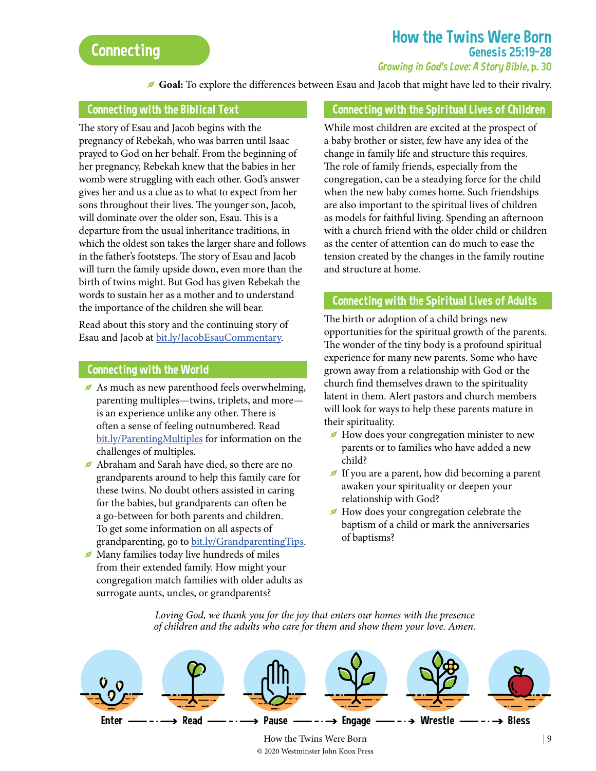# Connecting

## How the Twins Were Born

**Genesis 25:19–28**

*Growing in God's Love: A Story Bible*, **p. 30**

**Goal:** To explore the differences between Esau and Jacob that might have led to their rivalry.

### Connecting with the Biblical Text

The story of Esau and Jacob begins with the pregnancy of Rebekah, who was barren until Isaac prayed to God on her behalf. From the beginning of her pregnancy, Rebekah knew that the babies in her womb were struggling with each other. God's answer gives her and us a clue as to what to expect from her sons throughout their lives. The younger son, Jacob, will dominate over the older son, Esau. This is a departure from the usual inheritance traditions, in which the oldest son takes the larger share and follows in the father's footsteps. The story of Esau and Jacob will turn the family upside down, even more than the birth of twins might. But God has given Rebekah the words to sustain her as a mother and to understand the importance of the children she will bear.

Read about this story and the continuing story of Esau and Jacob at bit.ly/JacobEsauCommentary.

### Connecting with the World

- As much as new parenthood feels overwhelming, parenting multiples—twins, triplets, and more—is an experience unlike any other. There is often a sense of feeling outnumbered. Read bit.ly/ParentingMultiples for information on the challenges of multiples.
- Abraham and Sarah have died, so there are no grandparents around to help this family care for these twins. No doubt others assisted in caring for the babies, but grandparents can often be a go-between for both parents and children. To get some information on all aspects of grandparenting, go to bit.ly/GrandparentingTips.
- Many families today live hundreds of miles from their extended family. How might your congregation match families with older adults as surrogate aunts, uncles, or grandparents?

### Connecting with the Spiritual Lives of Children

While most children are excited at the prospect of a baby brother or sister, few have any idea of the change in family life and structure this requires. The role of family friends, especially from the congregation, can be a steadying force for the child when the new baby comes home. Such friendships are also important to the spiritual lives of children as models for faithful living. Spending an afternoon with a church friend with the older child or children as the center of attention can do much to ease the tension created by the changes in the family routine and structure at home.

### Connecting with the Spiritual Lives of Adults

The birth or adoption of a child brings new opportunities for the spiritual growth of the parents. The wonder of the tiny body is a profound spiritual experience for many new parents. Some who have grown away from a relationship with God or the church find themselves drawn to the spirituality latent in them. Alert pastors and church members will look for ways to help these parents mature in their spirituality.

- How does your congregation minister to new parents or to families who have added a new child?
- If you are a parent, how did becoming a parent awaken your spirituality or deepen your relationship with God?
- How does your congregation celebrate the baptism of a child or mark the anniversaries of baptisms?

*Loving God, we thank you for the joy that enters our homes with the presence of children and the adults who care for them and show them your love. Amen.*

Enter → Read → Pause → Engage → Wrestle → Bless

© 2020 Westminster John Knox Press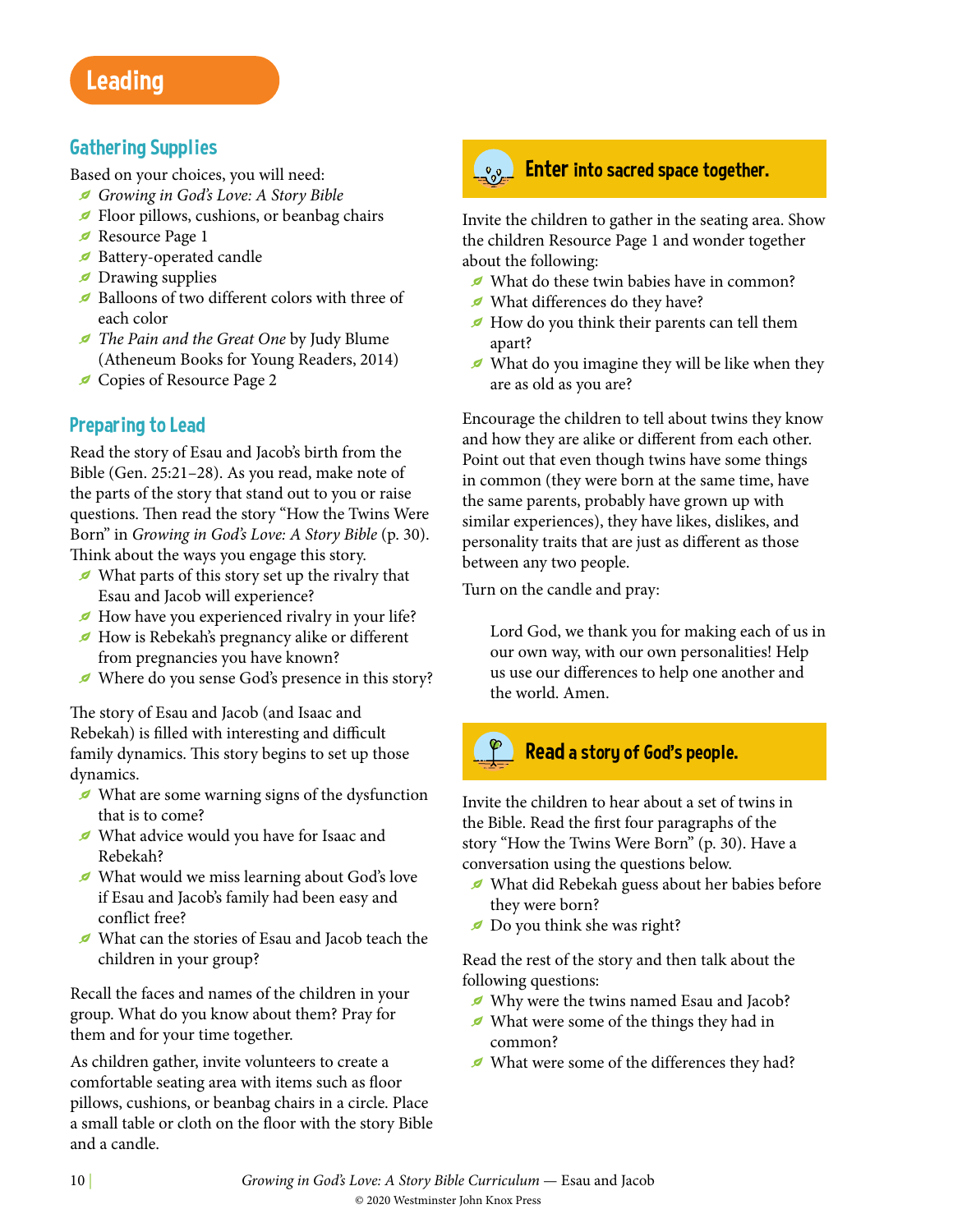# Leading

## Gathering Supplies

Based on your choices, you will need:

- *Growing in God's Love: A Story Bible*
- Floor pillows, cushions, or beanbag chairs
- Resource Page 1
- Battery-operated candle
- Drawing supplies
- Balloons of two different colors with three of each color
- *The Pain and the Great One* by Judy Blume (Atheneum Books for Young Readers, 2014)
- Copies of Resource Page 2

## Preparing to Lead

Read the story of Esau and Jacob's birth from the Bible (Gen. 25:21–28). As you read, make note of the parts of the story that stand out to you or raise questions. Then read the story "How the Twins Were Born" in *Growing in God's Love: A Story Bible* (p. 30). Think about the ways you engage this story.

- What parts of this story set up the rivalry that Esau and Jacob will experience?
- How have you experienced rivalry in your life?
- How is Rebekah's pregnancy alike or different from pregnancies you have known?
- Where do you sense God's presence in this story?

The story of Esau and Jacob (and Isaac and Rebekah) is filled with interesting and difficult family dynamics. This story begins to set up those dynamics.

- What are some warning signs of the dysfunction that is to come?
- What advice would you have for Isaac and Rebekah?
- What would we miss learning about God's love if Esau and Jacob's family had been easy and conflict free?
- What can the stories of Esau and Jacob teach the children in your group?

Recall the faces and names of the children in your group. What do you know about them? Pray for them and for your time together.

As children gather, invite volunteers to create a comfortable seating area with items such as floor pillows, cushions, or beanbag chairs in a circle. Place a small table or cloth on the floor with the story Bible and a candle.

## Enter into sacred space together.

Invite the children to gather in the seating area. Show the children Resource Page 1 and wonder together about the following:

- What do these twin babies have in common?
- What differences do they have?
- How do you think their parents can tell them apart?
- What do you imagine they will be like when they are as old as you are?

Encourage the children to tell about twins they know and how they are alike or different from each other. Point out that even though twins have some things in common (they were born at the same time, have the same parents, probably have grown up with similar experiences), they have likes, dislikes, and personality traits that are just as different as those between any two people.

Turn on the candle and pray:

> Lord God, we thank you for making each of us in our own way, with our own personalities! Help us use our differences to help one another and the world. Amen.

## Read a story of God's people.

Invite the children to hear about a set of twins in the Bible. Read the first four paragraphs of the story "How the Twins Were Born" (p. 30). Have a conversation using the questions below.

- What did Rebekah guess about her babies before they were born?
- Do you think she was right?

Read the rest of the story and then talk about the following questions:

- Why were the twins named Esau and Jacob?
- What were some of the things they had in common?
- What were some of the differences they had?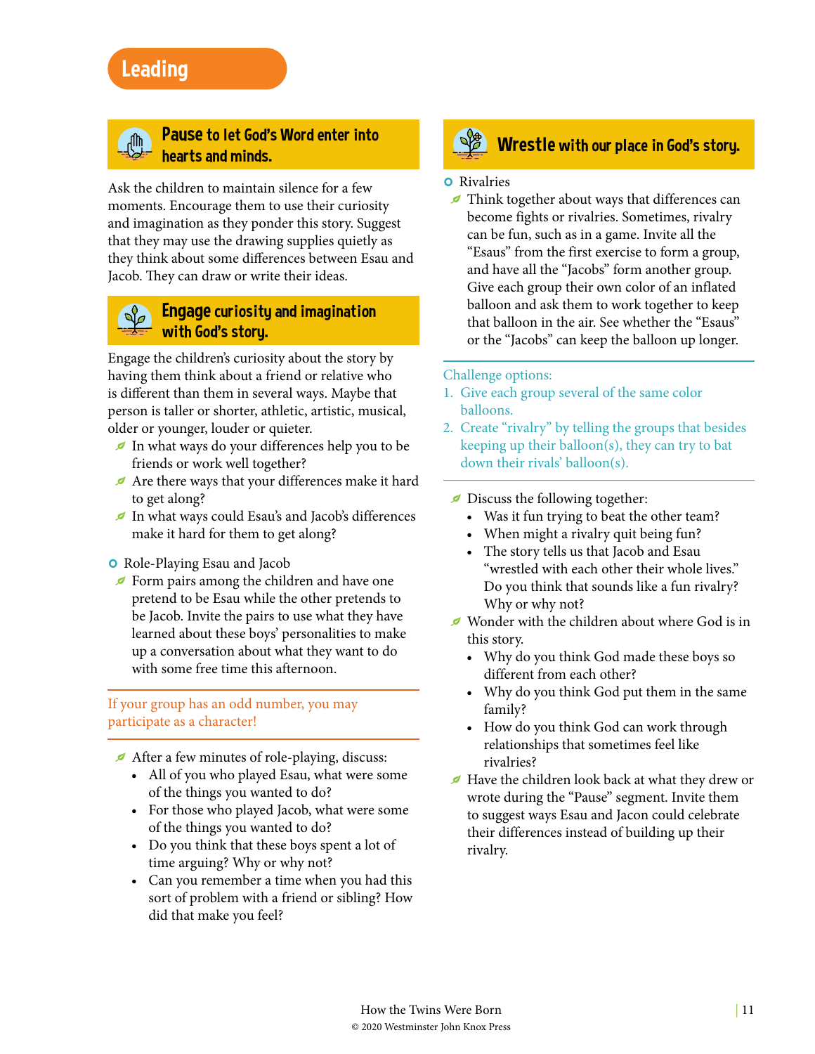# Leading

## Pause to let God's Word enter into hearts and minds.

Ask the children to maintain silence for a few moments. Encourage them to use their curiosity and imagination as they ponder this story. Suggest that they may use the drawing supplies quietly as they think about some differences between Esau and Jacob. They can draw or write their ideas.

## Engage curiosity and imagination with God's story.

Engage the children's curiosity about the story by having them think about a friend or relative who is different than them in several ways. Maybe that person is taller or shorter, athletic, artistic, musical, older or younger, louder or quieter.

- In what ways do your differences help you to be friends or work well together?
- Are there ways that your differences make it hard to get along?
- In what ways could Esau's and Jacob's differences make it hard for them to get along?

**Role-Playing Esau and Jacob**

- Form pairs among the children and have one pretend to be Esau while the other pretends to be Jacob. Invite the pairs to use what they have learned about these boys' personalities to make up a conversation about what they want to do with some free time this afternoon.

If your group has an odd number, you may participate as a character!

- After a few minutes of role-playing, discuss:
  - All of you who played Esau, what were some of the things you wanted to do?
  - For those who played Jacob, what were some of the things you wanted to do?
  - Do you think that these boys spent a lot of time arguing? Why or why not?
  - Can you remember a time when you had this sort of problem with a friend or sibling? How did that make you feel?

## Wrestle with our place in God's story.

**Rivalries**

- Think together about ways that differences can become fights or rivalries. Sometimes, rivalry can be fun, such as in a game. Invite all the "Esaus" from the first exercise to form a group, and have all the "Jacobs" form another group. Give each group their own color of an inflated balloon and ask them to work together to keep that balloon in the air. See whether the "Esaus" or the "Jacobs" can keep the balloon up longer.

Challenge options:

1. Give each group several of the same color balloons.
2. Create "rivalry" by telling the groups that besides keeping up their balloon(s), they can try to bat down their rivals' balloon(s).

- Discuss the following together:
  - Was it fun trying to beat the other team?
  - When might a rivalry quit being fun?
  - The story tells us that Jacob and Esau "wrestled with each other their whole lives." Do you think that sounds like a fun rivalry? Why or why not?
- Wonder with the children about where God is in this story.
  - Why do you think God made these boys so different from each other?
  - Why do you think God put them in the same family?
  - How do you think God can work through relationships that sometimes feel like rivalries?
- Have the children look back at what they drew or wrote during the "Pause" segment. Invite them to suggest ways Esau and Jacon could celebrate their differences instead of building up their rivalry.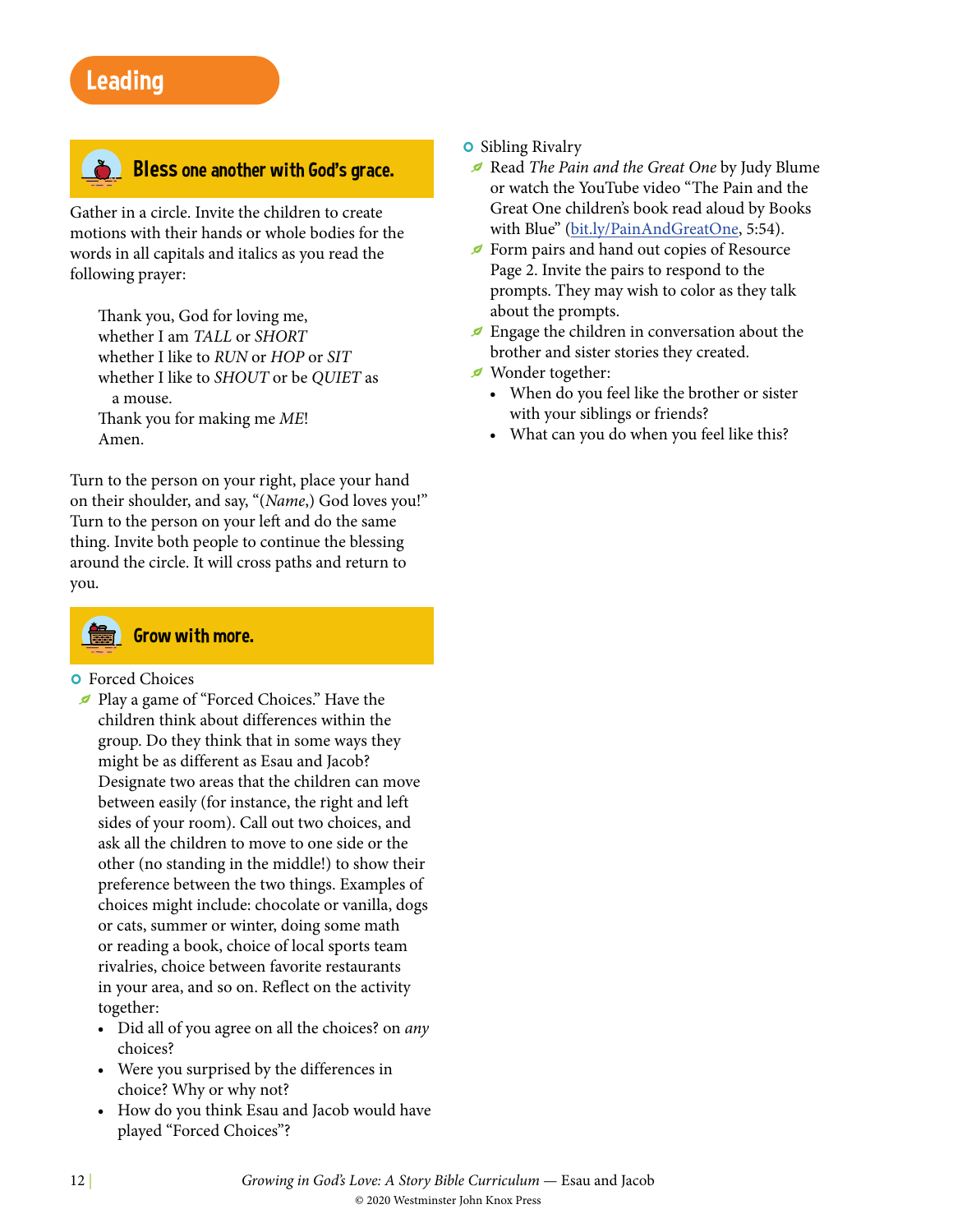# Leading

## Bless one another with God's grace.

Gather in a circle. Invite the children to create motions with their hands or whole bodies for the words in all capitals and italics as you read the following prayer:

> Thank you, God for loving me,
> whether I am *TALL* or *SHORT*
> whether I like to *RUN* or *HOP* or *SIT*
> whether I like to *SHOUT* or be *QUIET* as a mouse.
> Thank you for making me *ME*!
> Amen.

Turn to the person on your right, place your hand on their shoulder, and say, "(*Name*,) God loves you!" Turn to the person on your left and do the same thing. Invite both people to continue the blessing around the circle. It will cross paths and return to you.

## Grow with more.

- Forced Choices
  - Play a game of "Forced Choices." Have the children think about differences within the group. Do they think that in some ways they might be as different as Esau and Jacob? Designate two areas that the children can move between easily (for instance, the right and left sides of your room). Call out two choices, and ask all the children to move to one side or the other (no standing in the middle!) to show their preference between the two things. Examples of choices might include: chocolate or vanilla, dogs or cats, summer or winter, doing some math or reading a book, choice of local sports team rivalries, choice between favorite restaurants in your area, and so on. Reflect on the activity together:
    - Did all of you agree on all the choices? on *any* choices?
    - Were you surprised by the differences in choice? Why or why not?
    - How do you think Esau and Jacob would have played "Forced Choices"?
- Sibling Rivalry
  - Read *The Pain and the Great One* by Judy Blume or watch the YouTube video "The Pain and the Great One children's book read aloud by Books with Blue" (bit.ly/PainAndGreatOne, 5:54).
  - Form pairs and hand out copies of Resource Page 2. Invite the pairs to respond to the prompts. They may wish to color as they talk about the prompts.
  - Engage the children in conversation about the brother and sister stories they created.
  - Wonder together:
    - When do you feel like the brother or sister with your siblings or friends?
    - What can you do when you feel like this?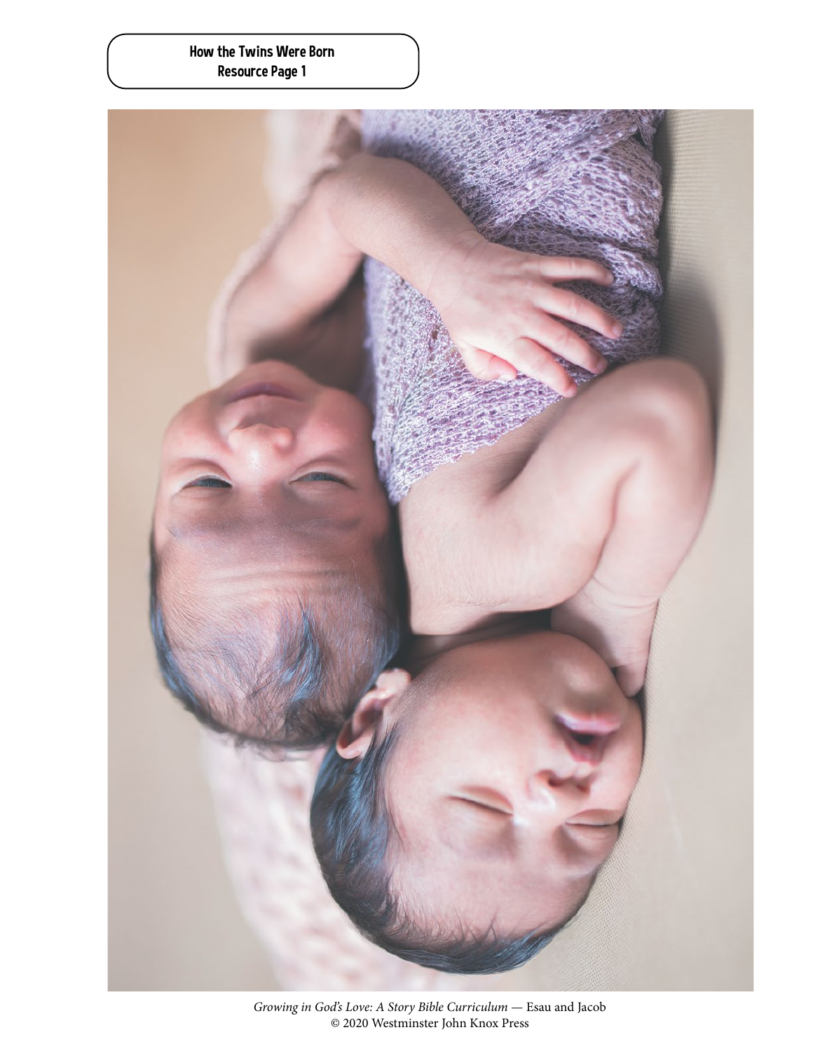How the Twins Were Born
Resource Page 1

*Growing in God's Love: A Story Bible Curriculum* — Esau and Jacob
© 2020 Westminster John Knox Press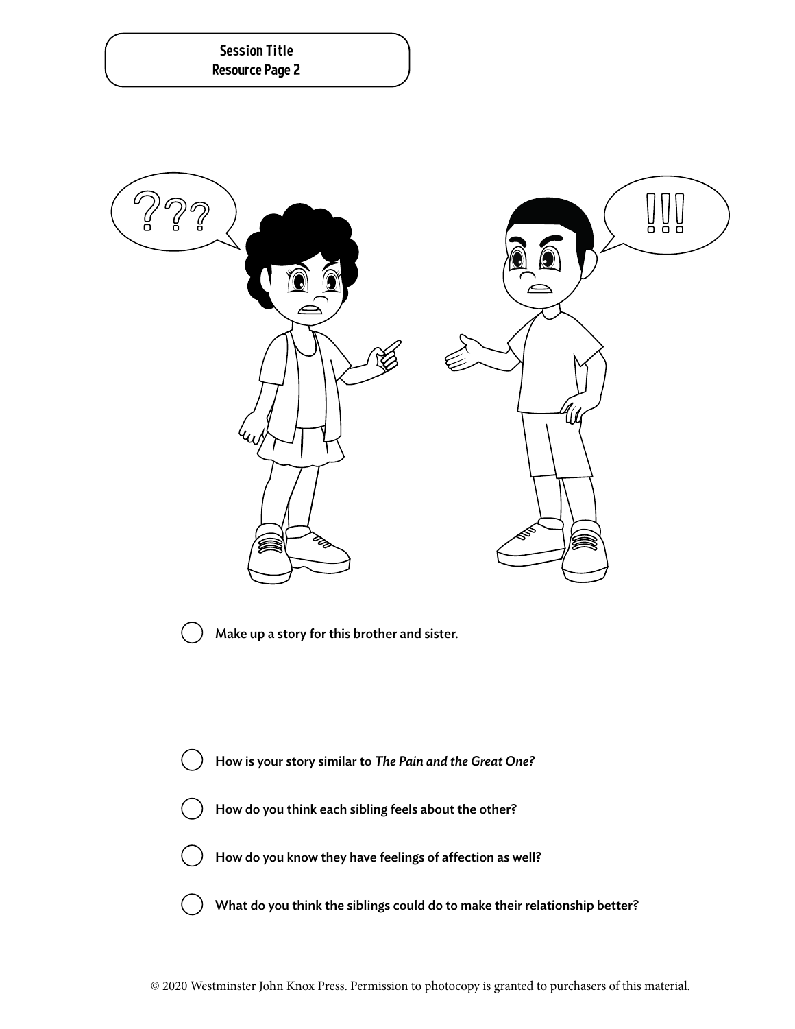Session Title
Resource Page 2

- Make up a story for this brother and sister.

- How is your story similar to *The Pain and the Great One?*

- How do you think each sibling feels about the other?

- How do you know they have feelings of affection as well?

- What do you think the siblings could do to make their relationship better?

© 2020 Westminster John Knox Press. Permission to photocopy is granted to purchasers of this material.